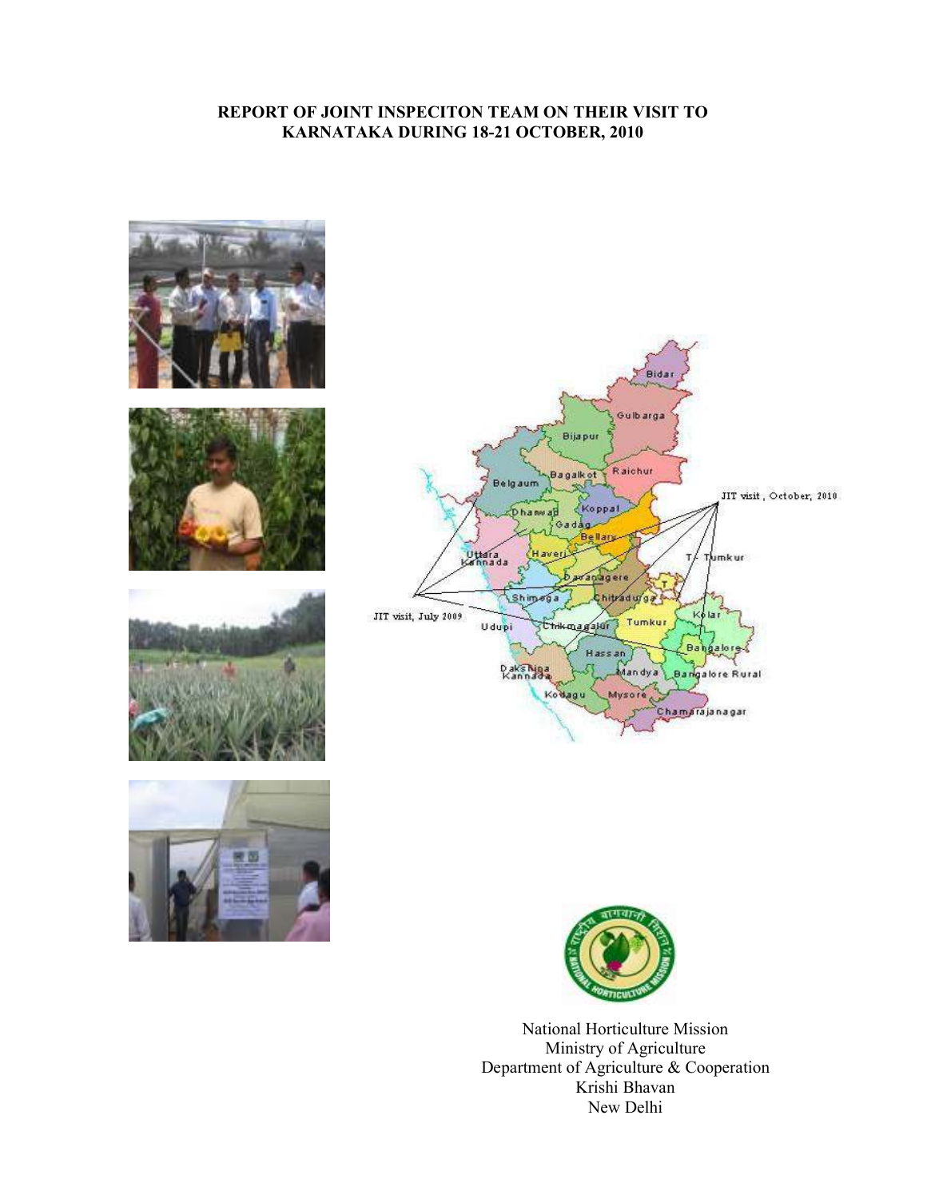# REPORT OF JOINT INSPECITON TEAM ON THEIR VISIT TO KARNATAKA DURING 18-21 OCTOBER, 2010

National Horticulture Mission
Ministry of Agriculture
Department of Agriculture & Cooperation
Krishi Bhavan
New Delhi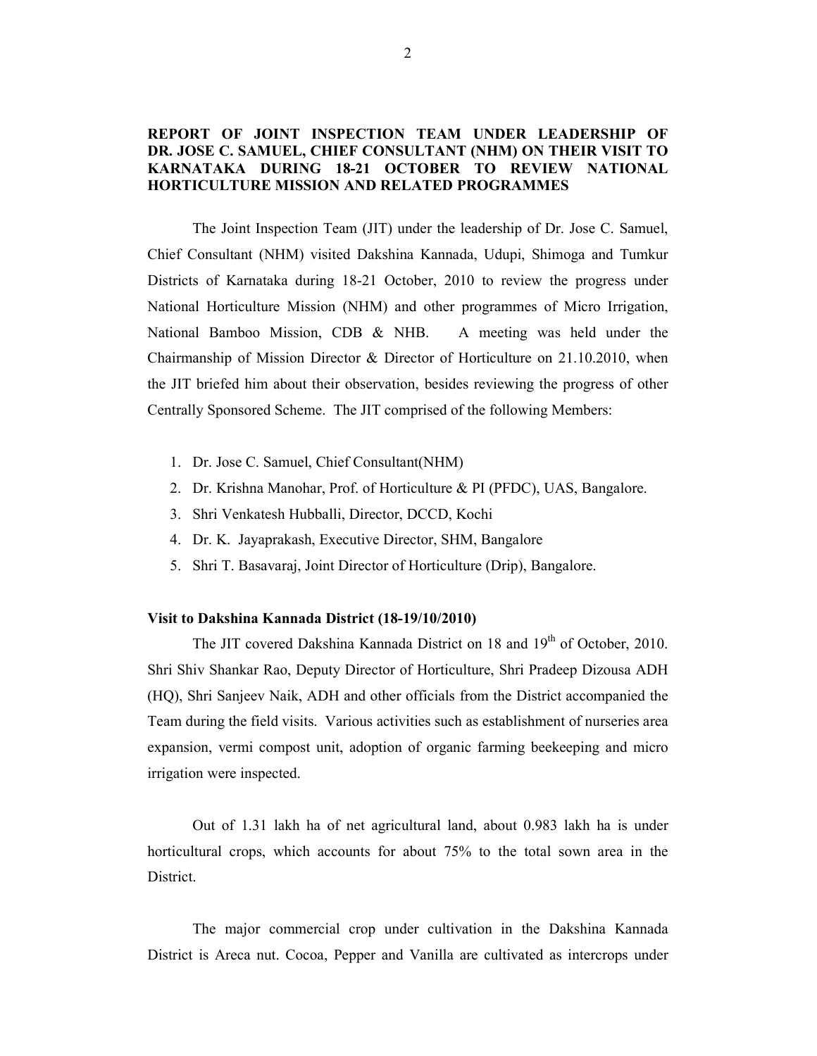## REPORT OF JOINT INSPECTION TEAM UNDER LEADERSHIP OF DR. JOSE C. SAMUEL, CHIEF CONSULTANT (NHM) ON THEIR VISIT TO KARNATAKA DURING 18-21 OCTOBER TO REVIEW NATIONAL HORTICULTURE MISSION AND RELATED PROGRAMMES

The Joint Inspection Team (JIT) under the leadership of Dr. Jose C. Samuel, Chief Consultant (NHM) visited Dakshina Kannada, Udupi, Shimoga and Tumkur Districts of Karnataka during 18-21 October, 2010 to review the progress under National Horticulture Mission (NHM) and other programmes of Micro Irrigation, National Bamboo Mission, CDB & NHB. A meeting was held under the Chairmanship of Mission Director & Director of Horticulture on 21.10.2010, when the JIT briefed him about their observation, besides reviewing the progress of other Centrally Sponsored Scheme. The JIT comprised of the following Members:

1. Dr. Jose C. Samuel, Chief Consultant(NHM)
2. Dr. Krishna Manohar, Prof. of Horticulture & PI (PFDC), UAS, Bangalore.
3. Shri Venkatesh Hubballi, Director, DCCD, Kochi
4. Dr. K. Jayaprakash, Executive Director, SHM, Bangalore
5. Shri T. Basavaraj, Joint Director of Horticulture (Drip), Bangalore.

### Visit to Dakshina Kannada District (18-19/10/2010)

The JIT covered Dakshina Kannada District on 18 and 19th of October, 2010. Shri Shiv Shankar Rao, Deputy Director of Horticulture, Shri Pradeep Dizousa ADH (HQ), Shri Sanjeev Naik, ADH and other officials from the District accompanied the Team during the field visits. Various activities such as establishment of nurseries area expansion, vermi compost unit, adoption of organic farming beekeeping and micro irrigation were inspected.

Out of 1.31 lakh ha of net agricultural land, about 0.983 lakh ha is under horticultural crops, which accounts for about 75% to the total sown area in the District.

The major commercial crop under cultivation in the Dakshina Kannada District is Areca nut. Cocoa, Pepper and Vanilla are cultivated as intercrops under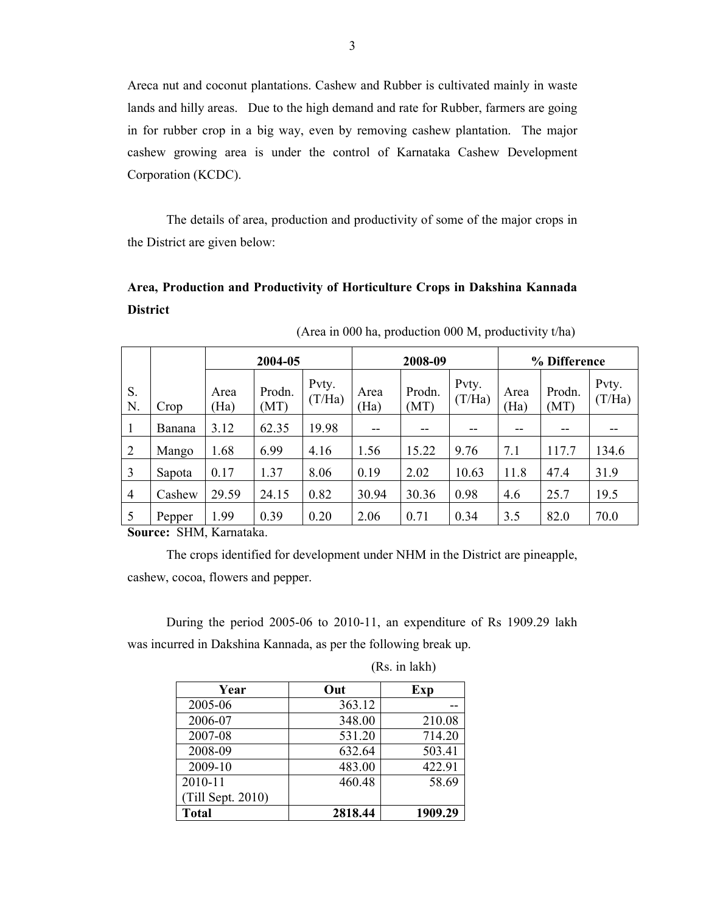Areca nut and coconut plantations. Cashew and Rubber is cultivated mainly in waste lands and hilly areas. Due to the high demand and rate for Rubber, farmers are going in for rubber crop in a big way, even by removing cashew plantation. The major cashew growing area is under the control of Karnataka Cashew Development Corporation (KCDC).

The details of area, production and productivity of some of the major crops in the District are given below:

**Area, Production and Productivity of Horticulture Crops in Dakshina Kannada District**

(Area in 000 ha, production 000 M, productivity t/ha)

| | | 2004-05 | | | 2008-09 | | | % Difference | | |
|---|---|---|---|---|---|---|---|---|---|---|
| S. N. | Crop | Area (Ha) | Prodn. (MT) | Pvty. (T/Ha) | Area (Ha) | Prodn. (MT) | Pvty. (T/Ha) | Area (Ha) | Prodn. (MT) | Pvty. (T/Ha) |
| 1 | Banana | 3.12 | 62.35 | 19.98 | -- | -- | -- | -- | -- | -- |
| 2 | Mango | 1.68 | 6.99 | 4.16 | 1.56 | 15.22 | 9.76 | 7.1 | 117.7 | 134.6 |
| 3 | Sapota | 0.17 | 1.37 | 8.06 | 0.19 | 2.02 | 10.63 | 11.8 | 47.4 | 31.9 |
| 4 | Cashew | 29.59 | 24.15 | 0.82 | 30.94 | 30.36 | 0.98 | 4.6 | 25.7 | 19.5 |
| 5 | Pepper | 1.99 | 0.39 | 0.20 | 2.06 | 0.71 | 0.34 | 3.5 | 82.0 | 70.0 |

**Source:** SHM, Karnataka.

The crops identified for development under NHM in the District are pineapple, cashew, cocoa, flowers and pepper.

During the period 2005-06 to 2010-11, an expenditure of Rs 1909.29 lakh was incurred in Dakshina Kannada, as per the following break up.

(Rs. in lakh)

| Year | Out | Exp |
|---|---|---|
| 2005-06 | 363.12 | -- |
| 2006-07 | 348.00 | 210.08 |
| 2007-08 | 531.20 | 714.20 |
| 2008-09 | 632.64 | 503.41 |
| 2009-10 | 483.00 | 422.91 |
| 2010-11 (Till Sept. 2010) | 460.48 | 58.69 |
| **Total** | **2818.44** | **1909.29** |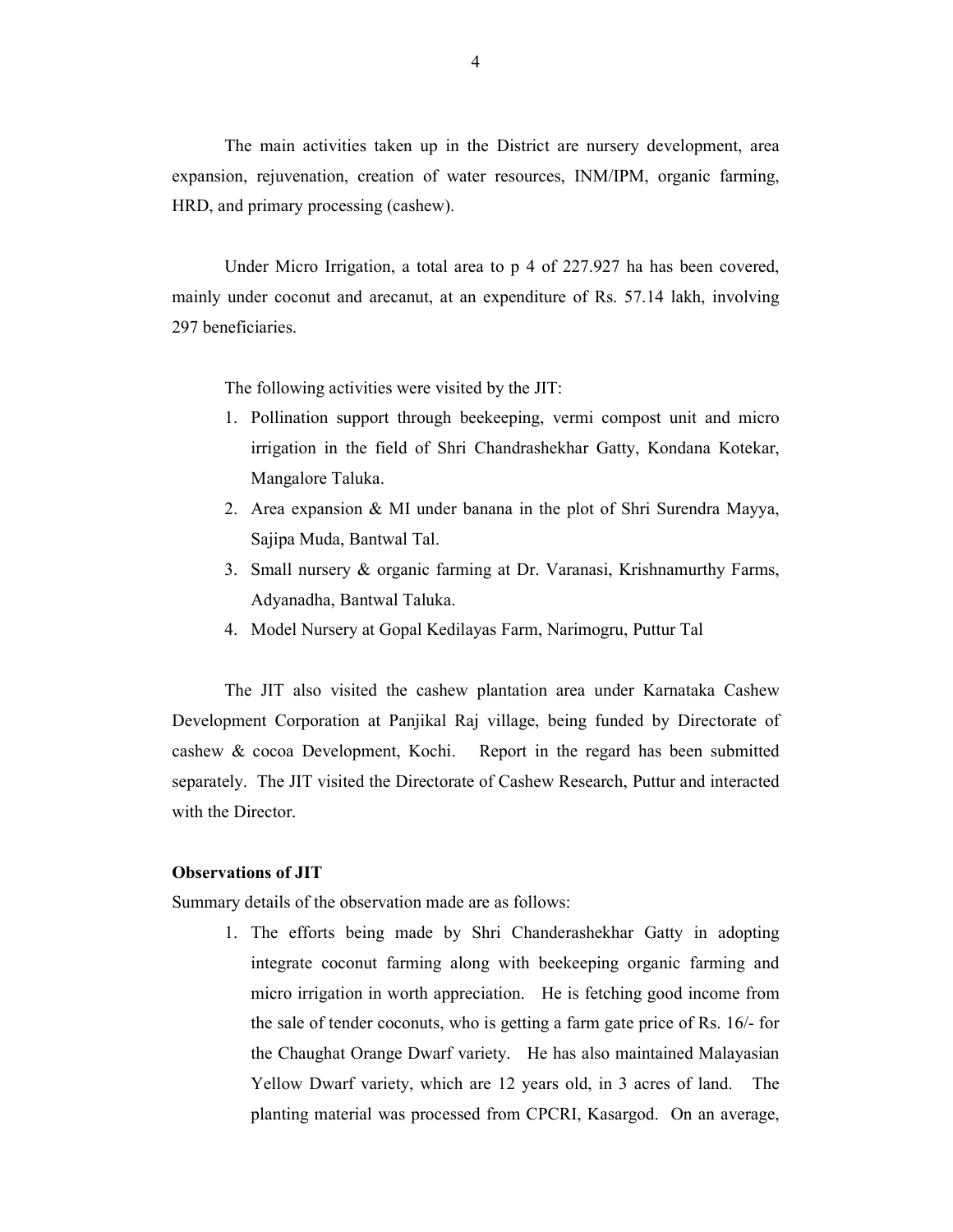The main activities taken up in the District are nursery development, area expansion, rejuvenation, creation of water resources, INM/IPM, organic farming, HRD, and primary processing (cashew).

Under Micro Irrigation, a total area to p 4 of 227.927 ha has been covered, mainly under coconut and arecanut, at an expenditure of Rs. 57.14 lakh, involving 297 beneficiaries.

The following activities were visited by the JIT:

1. Pollination support through beekeeping, vermi compost unit and micro irrigation in the field of Shri Chandrashekhar Gatty, Kondana Kotekar, Mangalore Taluka.
2. Area expansion & MI under banana in the plot of Shri Surendra Mayya, Sajipa Muda, Bantwal Tal.
3. Small nursery & organic farming at Dr. Varanasi, Krishnamurthy Farms, Adyanadha, Bantwal Taluka.
4. Model Nursery at Gopal Kedilayas Farm, Narimogru, Puttur Tal

The JIT also visited the cashew plantation area under Karnataka Cashew Development Corporation at Panjikal Raj village, being funded by Directorate of cashew & cocoa Development, Kochi. Report in the regard has been submitted separately. The JIT visited the Directorate of Cashew Research, Puttur and interacted with the Director.

**Observations of JIT**

Summary details of the observation made are as follows:

1. The efforts being made by Shri Chanderashekhar Gatty in adopting integrate coconut farming along with beekeeping organic farming and micro irrigation in worth appreciation. He is fetching good income from the sale of tender coconuts, who is getting a farm gate price of Rs. 16/- for the Chaughat Orange Dwarf variety. He has also maintained Malayasian Yellow Dwarf variety, which are 12 years old, in 3 acres of land. The planting material was processed from CPCRI, Kasargod. On an average,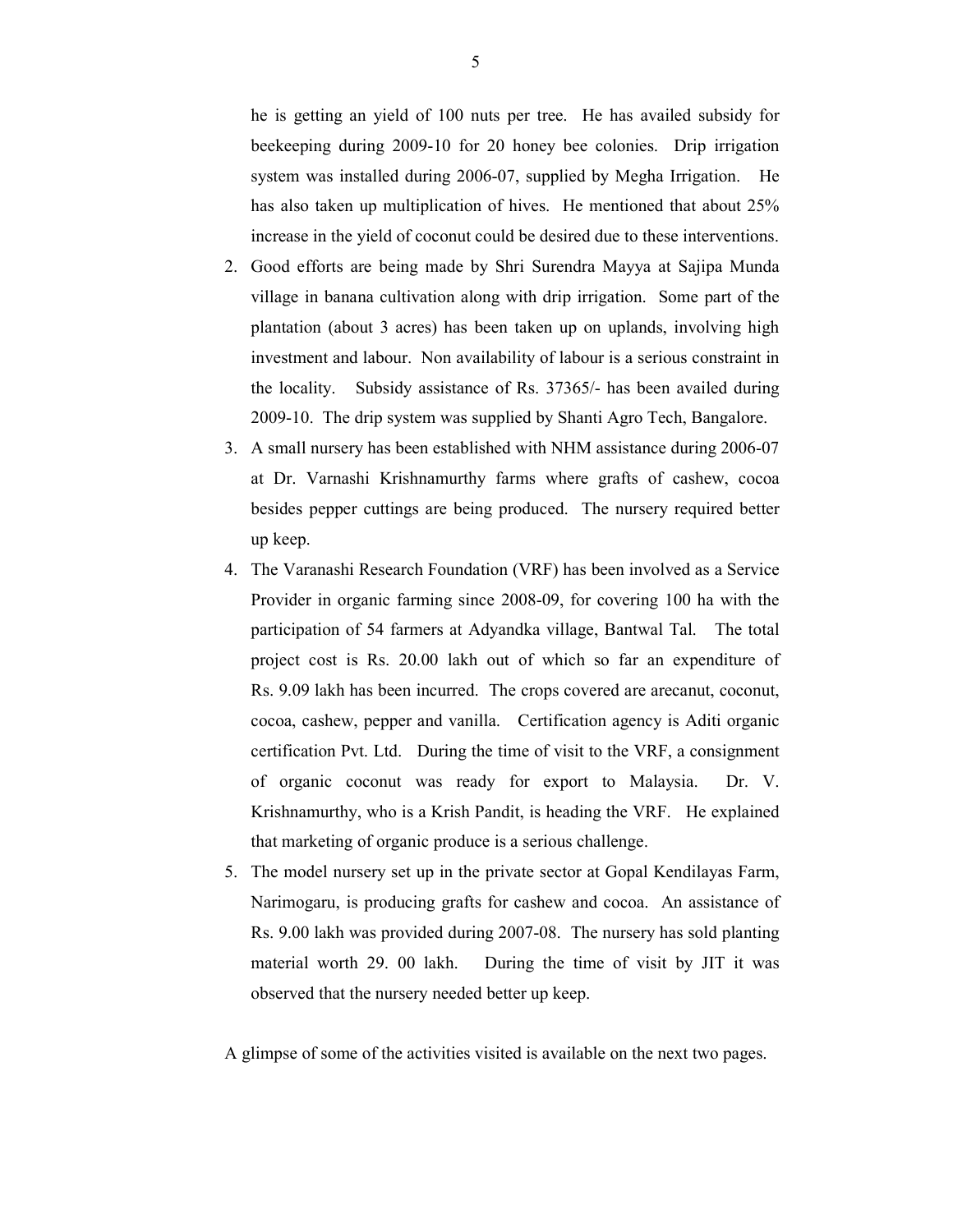he is getting an yield of 100 nuts per tree. He has availed subsidy for beekeeping during 2009-10 for 20 honey bee colonies. Drip irrigation system was installed during 2006-07, supplied by Megha Irrigation. He has also taken up multiplication of hives. He mentioned that about 25% increase in the yield of coconut could be desired due to these interventions.

2. Good efforts are being made by Shri Surendra Mayya at Sajipa Munda village in banana cultivation along with drip irrigation. Some part of the plantation (about 3 acres) has been taken up on uplands, involving high investment and labour. Non availability of labour is a serious constraint in the locality. Subsidy assistance of Rs. 37365/- has been availed during 2009-10. The drip system was supplied by Shanti Agro Tech, Bangalore.
3. A small nursery has been established with NHM assistance during 2006-07 at Dr. Varnashi Krishnamurthy farms where grafts of cashew, cocoa besides pepper cuttings are being produced. The nursery required better up keep.
4. The Varanashi Research Foundation (VRF) has been involved as a Service Provider in organic farming since 2008-09, for covering 100 ha with the participation of 54 farmers at Adyandka village, Bantwal Tal. The total project cost is Rs. 20.00 lakh out of which so far an expenditure of Rs. 9.09 lakh has been incurred. The crops covered are arecanut, coconut, cocoa, cashew, pepper and vanilla. Certification agency is Aditi organic certification Pvt. Ltd. During the time of visit to the VRF, a consignment of organic coconut was ready for export to Malaysia. Dr. V. Krishnamurthy, who is a Krish Pandit, is heading the VRF. He explained that marketing of organic produce is a serious challenge.
5. The model nursery set up in the private sector at Gopal Kendilayas Farm, Narimogaru, is producing grafts for cashew and cocoa. An assistance of Rs. 9.00 lakh was provided during 2007-08. The nursery has sold planting material worth 29. 00 lakh. During the time of visit by JIT it was observed that the nursery needed better up keep.

A glimpse of some of the activities visited is available on the next two pages.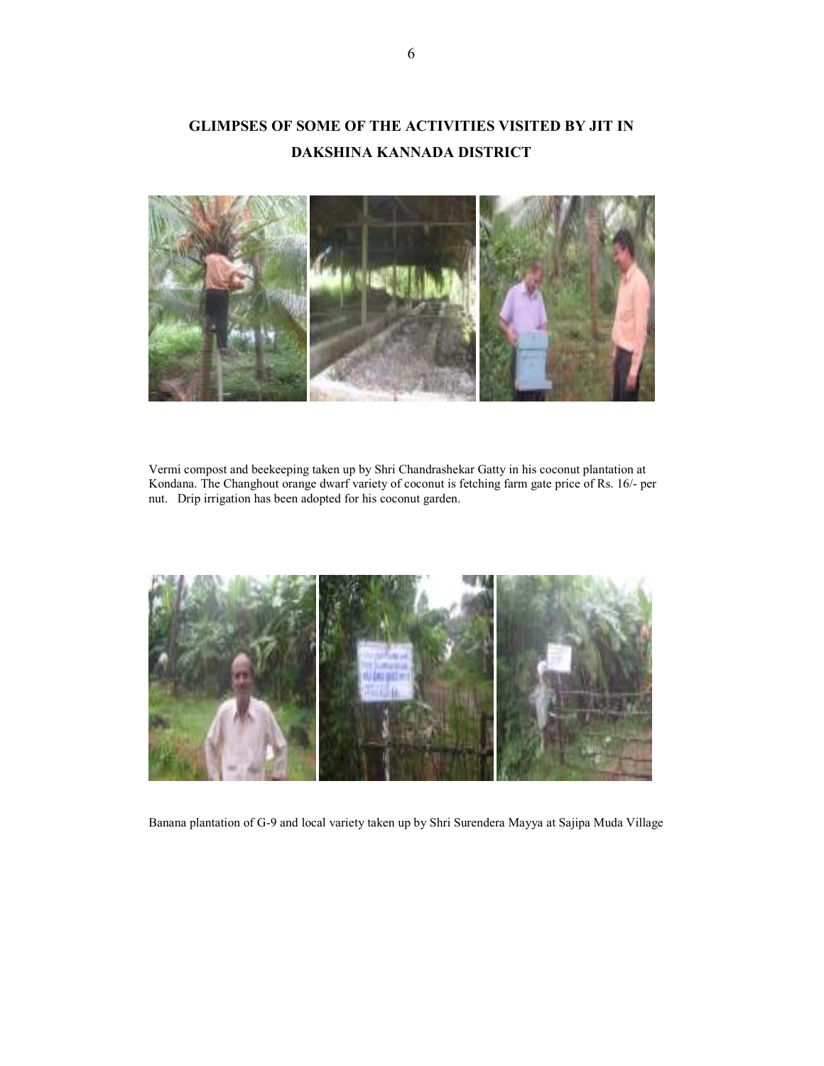# GLIMPSES OF SOME OF THE ACTIVITIES VISITED BY JIT IN DAKSHINA KANNADA DISTRICT

Vermi compost and beekeeping taken up by Shri Chandrashekar Gatty in his coconut plantation at Kondana. The Changhout orange dwarf variety of coconut is fetching farm gate price of Rs. 16/- per nut. Drip irrigation has been adopted for his coconut garden.

Banana plantation of G-9 and local variety taken up by Shri Surendera Mayya at Sajipa Muda Village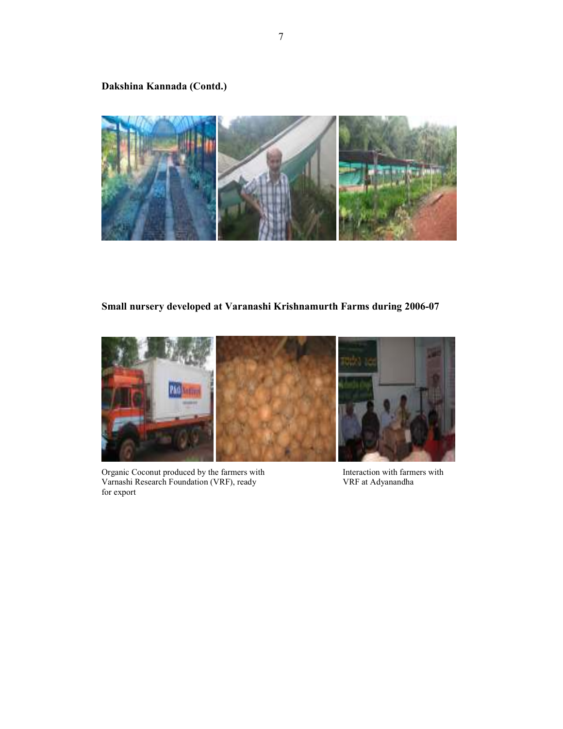**Dakshina Kannada (Contd.)**

**Small nursery developed at Varanashi Krishnamurth Farms during 2006-07**

Organic Coconut produced by the farmers with Varnashi Research Foundation (VRF), ready for export

Interaction with farmers with VRF at Adyanandha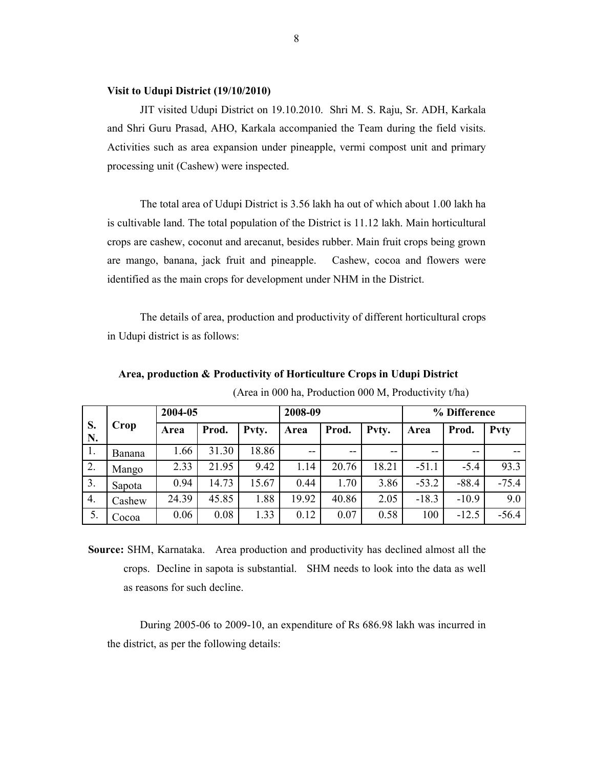**Visit to Udupi District (19/10/2010)**

JIT visited Udupi District on 19.10.2010. Shri M. S. Raju, Sr. ADH, Karkala and Shri Guru Prasad, AHO, Karkala accompanied the Team during the field visits. Activities such as area expansion under pineapple, vermi compost unit and primary processing unit (Cashew) were inspected.

The total area of Udupi District is 3.56 lakh ha out of which about 1.00 lakh ha is cultivable land. The total population of the District is 11.12 lakh. Main horticultural crops are cashew, coconut and arecanut, besides rubber. Main fruit crops being grown are mango, banana, jack fruit and pineapple. Cashew, cocoa and flowers were identified as the main crops for development under NHM in the District.

The details of area, production and productivity of different horticultural crops in Udupi district is as follows:

**Area, production & Productivity of Horticulture Crops in Udupi District**

(Area in 000 ha, Production 000 M, Productivity t/ha)

| S. N. | Crop | 2004-05 | | | 2008-09 | | | % Difference | | |
|---|---|---|---|---|---|---|---|---|---|---|
| | | **Area** | **Prod.** | **Pvty.** | **Area** | **Prod.** | **Pvty.** | **Area** | **Prod.** | **Pvty** |
| 1. | Banana | 1.66 | 31.30 | 18.86 | -- | -- | -- | -- | -- | -- |
| 2. | Mango | 2.33 | 21.95 | 9.42 | 1.14 | 20.76 | 18.21 | -51.1 | -5.4 | 93.3 |
| 3. | Sapota | 0.94 | 14.73 | 15.67 | 0.44 | 1.70 | 3.86 | -53.2 | -88.4 | -75.4 |
| 4. | Cashew | 24.39 | 45.85 | 1.88 | 19.92 | 40.86 | 2.05 | -18.3 | -10.9 | 9.0 |
| 5. | Cocoa | 0.06 | 0.08 | 1.33 | 0.12 | 0.07 | 0.58 | 100 | -12.5 | -56.4 |

**Source:** SHM, Karnataka. Area production and productivity has declined almost all the crops. Decline in sapota is substantial. SHM needs to look into the data as well as reasons for such decline.

During 2005-06 to 2009-10, an expenditure of Rs 686.98 lakh was incurred in the district, as per the following details: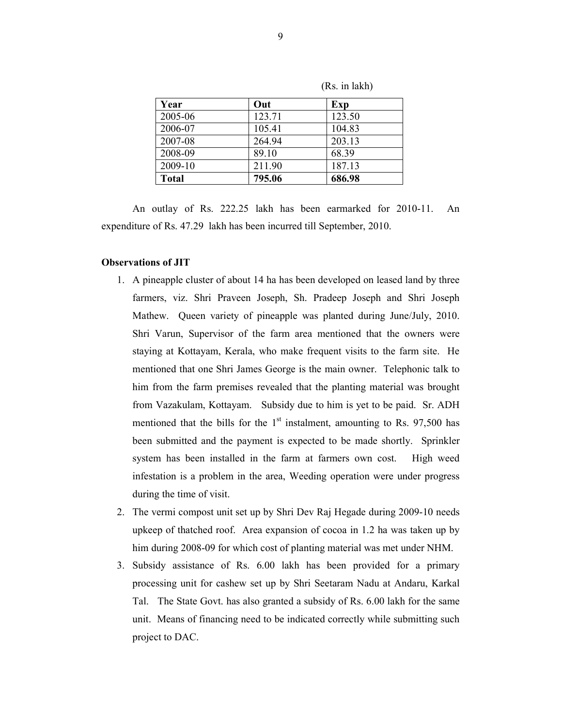(Rs. in lakh)

| Year | Out | Exp |
|---|---|---|
| 2005-06 | 123.71 | 123.50 |
| 2006-07 | 105.41 | 104.83 |
| 2007-08 | 264.94 | 203.13 |
| 2008-09 | 89.10 | 68.39 |
| 2009-10 | 211.90 | 187.13 |
| **Total** | **795.06** | **686.98** |

An outlay of Rs. 222.25 lakh has been earmarked for 2010-11. An expenditure of Rs. 47.29 lakh has been incurred till September, 2010.

**Observations of JIT**

1. A pineapple cluster of about 14 ha has been developed on leased land by three farmers, viz. Shri Praveen Joseph, Sh. Pradeep Joseph and Shri Joseph Mathew. Queen variety of pineapple was planted during June/July, 2010. Shri Varun, Supervisor of the farm area mentioned that the owners were staying at Kottayam, Kerala, who make frequent visits to the farm site. He mentioned that one Shri James George is the main owner. Telephonic talk to him from the farm premises revealed that the planting material was brought from Vazakulam, Kottayam. Subsidy due to him is yet to be paid. Sr. ADH mentioned that the bills for the 1st instalment, amounting to Rs. 97,500 has been submitted and the payment is expected to be made shortly. Sprinkler system has been installed in the farm at farmers own cost. High weed infestation is a problem in the area, Weeding operation were under progress during the time of visit.
2. The vermi compost unit set up by Shri Dev Raj Hegade during 2009-10 needs upkeep of thatched roof. Area expansion of cocoa in 1.2 ha was taken up by him during 2008-09 for which cost of planting material was met under NHM.
3. Subsidy assistance of Rs. 6.00 lakh has been provided for a primary processing unit for cashew set up by Shri Seetaram Nadu at Andaru, Karkal Tal. The State Govt. has also granted a subsidy of Rs. 6.00 lakh for the same unit. Means of financing need to be indicated correctly while submitting such project to DAC.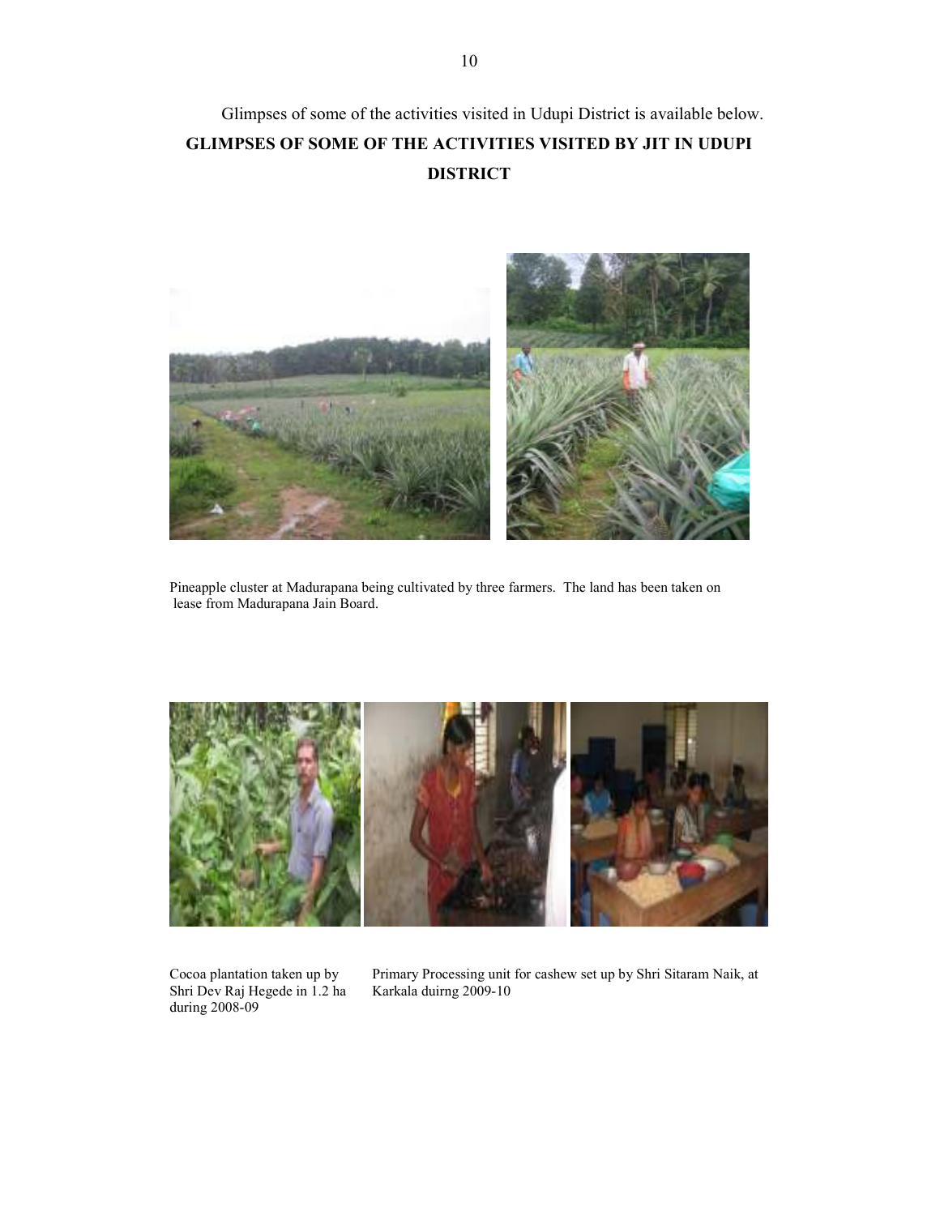Glimpses of some of the activities visited in Udupi District is available below.

**GLIMPSES OF SOME OF THE ACTIVITIES VISITED BY JIT IN UDUPI DISTRICT**

Pineapple cluster at Madurapana being cultivated by three farmers. The land has been taken on lease from Madurapana Jain Board.

Cocoa plantation taken up by Shri Dev Raj Hegede in 1.2 ha during 2008-09

Primary Processing unit for cashew set up by Shri Sitaram Naik, at Karkala duirng 2009-10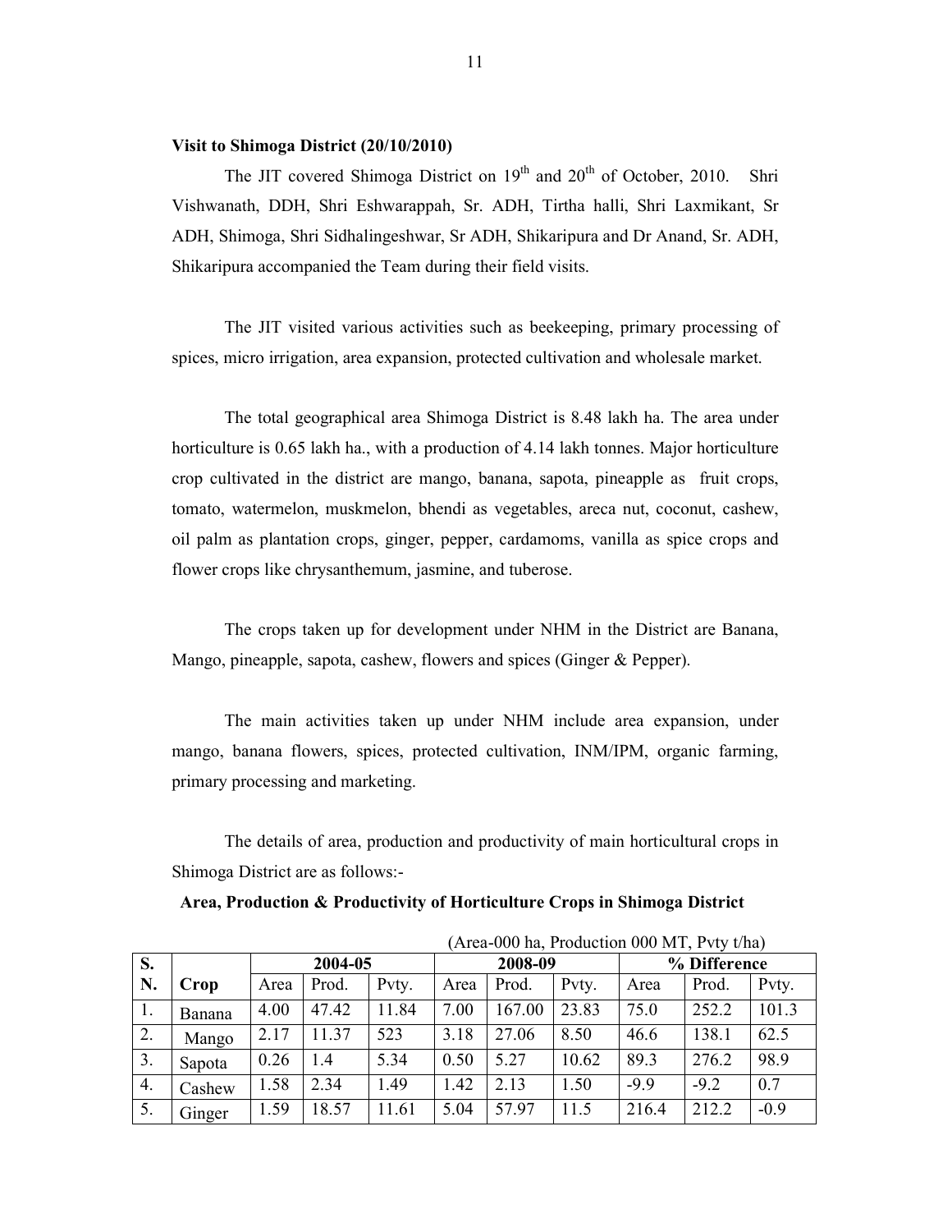**Visit to Shimoga District (20/10/2010)**

The JIT covered Shimoga District on 19[th] and 20[th] of October, 2010. Shri Vishwanath, DDH, Shri Eshwarappah, Sr. ADH, Tirtha halli, Shri Laxmikant, Sr ADH, Shimoga, Shri Sidhalingeshwar, Sr ADH, Shikaripura and Dr Anand, Sr. ADH, Shikaripura accompanied the Team during their field visits.

The JIT visited various activities such as beekeeping, primary processing of spices, micro irrigation, area expansion, protected cultivation and wholesale market.

The total geographical area Shimoga District is 8.48 lakh ha. The area under horticulture is 0.65 lakh ha., with a production of 4.14 lakh tonnes. Major horticulture crop cultivated in the district are mango, banana, sapota, pineapple as fruit crops, tomato, watermelon, muskmelon, bhendi as vegetables, areca nut, coconut, cashew, oil palm as plantation crops, ginger, pepper, cardamoms, vanilla as spice crops and flower crops like chrysanthemum, jasmine, and tuberose.

The crops taken up for development under NHM in the District are Banana, Mango, pineapple, sapota, cashew, flowers and spices (Ginger & Pepper).

The main activities taken up under NHM include area expansion, under mango, banana flowers, spices, protected cultivation, INM/IPM, organic farming, primary processing and marketing.

The details of area, production and productivity of main horticultural crops in Shimoga District are as follows:-

**Area, Production & Productivity of Horticulture Crops in Shimoga District**

(Area-000 ha, Production 000 MT, Pvty t/ha)

| S. N. | Crop | 2004-05 | | | 2008-09 | | | % Difference | | |
|---|---|---|---|---|---|---|---|---|---|---|
| | | Area | Prod. | Pvty. | Area | Prod. | Pvty. | Area | Prod. | Pvty. |
| 1. | Banana | 4.00 | 47.42 | 11.84 | 7.00 | 167.00 | 23.83 | 75.0 | 252.2 | 101.3 |
| 2. | Mango | 2.17 | 11.37 | 523 | 3.18 | 27.06 | 8.50 | 46.6 | 138.1 | 62.5 |
| 3. | Sapota | 0.26 | 1.4 | 5.34 | 0.50 | 5.27 | 10.62 | 89.3 | 276.2 | 98.9 |
| 4. | Cashew | 1.58 | 2.34 | 1.49 | 1.42 | 2.13 | 1.50 | -9.9 | -9.2 | 0.7 |
| 5. | Ginger | 1.59 | 18.57 | 11.61 | 5.04 | 57.97 | 11.5 | 216.4 | 212.2 | -0.9 |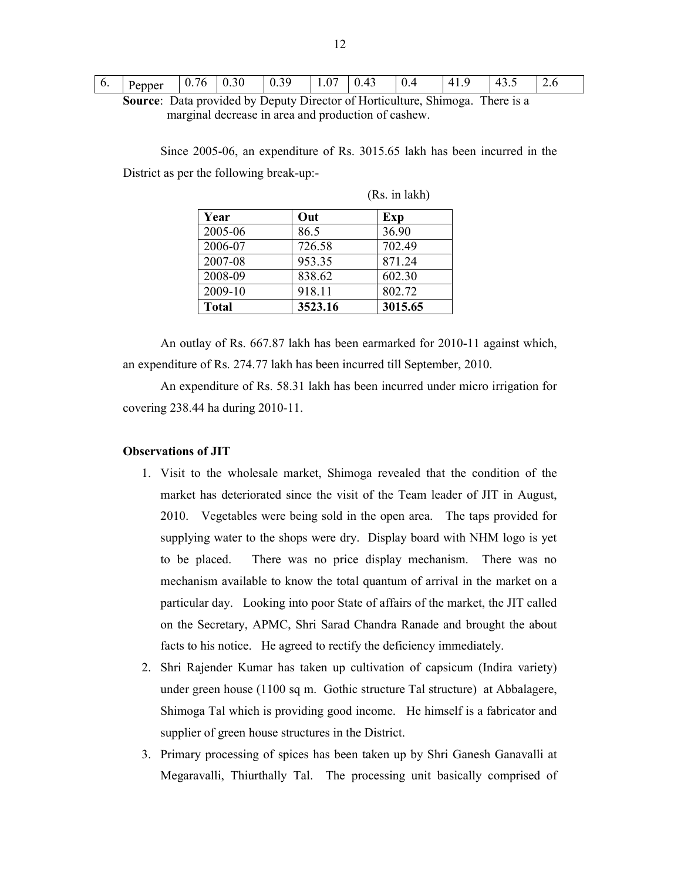| 6. | Pepper | 0.76 | 0.30 | 0.39 | 1.07 | 0.43 | 0.4 | 41.9 | 43.5 | 2.6 |
|---|---|---|---|---|---|---|---|---|---|---|

**Source**: Data provided by Deputy Director of Horticulture, Shimoga. There is a marginal decrease in area and production of cashew.

Since 2005-06, an expenditure of Rs. 3015.65 lakh has been incurred in the District as per the following break-up:-

(Rs. in lakh)

| Year | Out | Exp |
|---|---|---|
| 2005-06 | 86.5 | 36.90 |
| 2006-07 | 726.58 | 702.49 |
| 2007-08 | 953.35 | 871.24 |
| 2008-09 | 838.62 | 602.30 |
| 2009-10 | 918.11 | 802.72 |
| **Total** | **3523.16** | **3015.65** |

An outlay of Rs. 667.87 lakh has been earmarked for 2010-11 against which, an expenditure of Rs. 274.77 lakh has been incurred till September, 2010.

An expenditure of Rs. 58.31 lakh has been incurred under micro irrigation for covering 238.44 ha during 2010-11.

**Observations of JIT**

1. Visit to the wholesale market, Shimoga revealed that the condition of the market has deteriorated since the visit of the Team leader of JIT in August, 2010. Vegetables were being sold in the open area. The taps provided for supplying water to the shops were dry. Display board with NHM logo is yet to be placed. There was no price display mechanism. There was no mechanism available to know the total quantum of arrival in the market on a particular day. Looking into poor State of affairs of the market, the JIT called on the Secretary, APMC, Shri Sarad Chandra Ranade and brought the about facts to his notice. He agreed to rectify the deficiency immediately.
2. Shri Rajender Kumar has taken up cultivation of capsicum (Indira variety) under green house (1100 sq m. Gothic structure Tal structure) at Abbalagere, Shimoga Tal which is providing good income. He himself is a fabricator and supplier of green house structures in the District.
3. Primary processing of spices has been taken up by Shri Ganesh Ganavalli at Megaravalli, Thiurthally Tal. The processing unit basically comprised of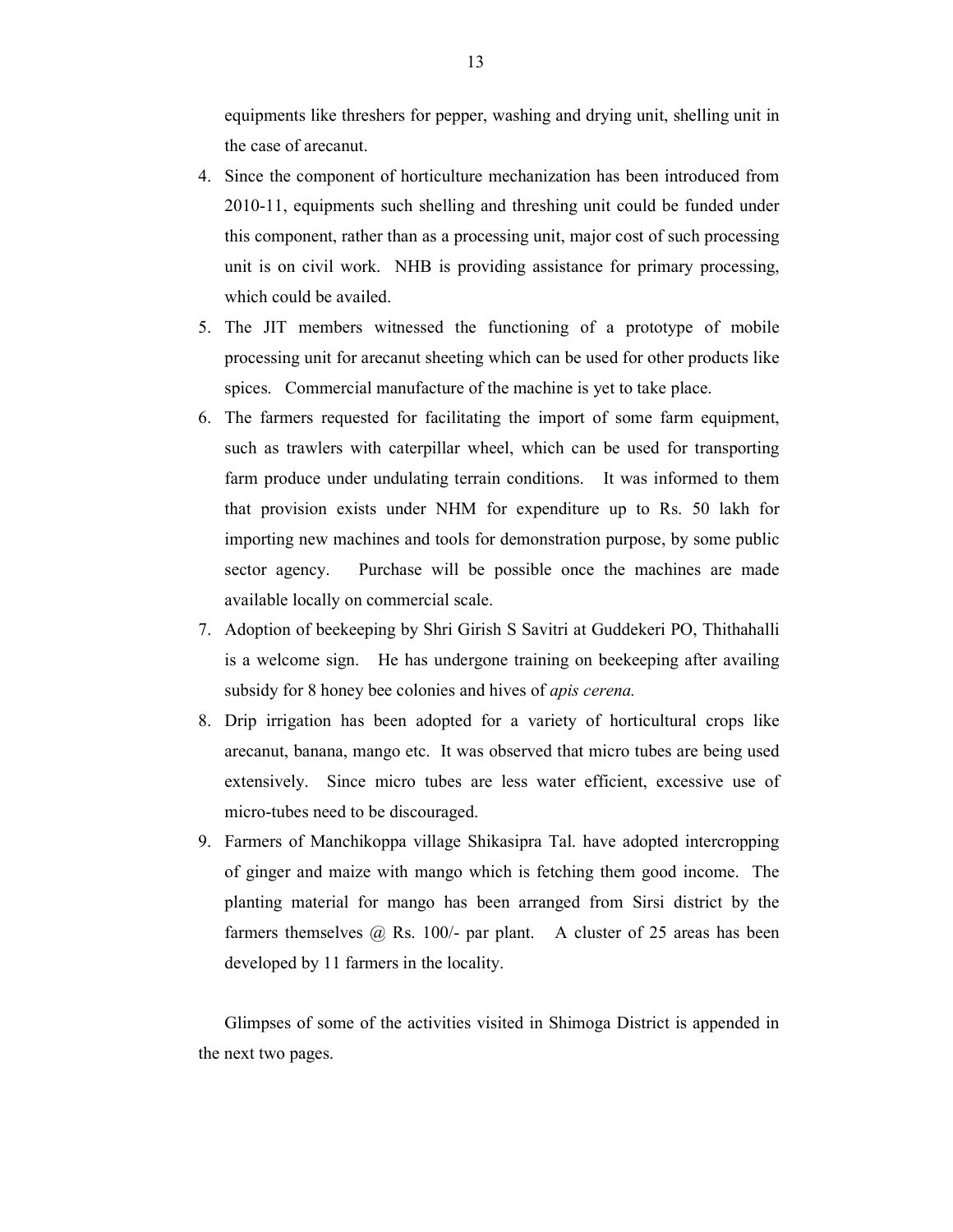equipments like threshers for pepper, washing and drying unit, shelling unit in the case of arecanut.

4. Since the component of horticulture mechanization has been introduced from 2010-11, equipments such shelling and threshing unit could be funded under this component, rather than as a processing unit, major cost of such processing unit is on civil work. NHB is providing assistance for primary processing, which could be availed.
5. The JIT members witnessed the functioning of a prototype of mobile processing unit for arecanut sheeting which can be used for other products like spices. Commercial manufacture of the machine is yet to take place.
6. The farmers requested for facilitating the import of some farm equipment, such as trawlers with caterpillar wheel, which can be used for transporting farm produce under undulating terrain conditions. It was informed to them that provision exists under NHM for expenditure up to Rs. 50 lakh for importing new machines and tools for demonstration purpose, by some public sector agency. Purchase will be possible once the machines are made available locally on commercial scale.
7. Adoption of beekeeping by Shri Girish S Savitri at Guddekeri PO, Thithahalli is a welcome sign. He has undergone training on beekeeping after availing subsidy for 8 honey bee colonies and hives of *apis cerena.*
8. Drip irrigation has been adopted for a variety of horticultural crops like arecanut, banana, mango etc. It was observed that micro tubes are being used extensively. Since micro tubes are less water efficient, excessive use of micro-tubes need to be discouraged.
9. Farmers of Manchikoppa village Shikasipra Tal. have adopted intercropping of ginger and maize with mango which is fetching them good income. The planting material for mango has been arranged from Sirsi district by the farmers themselves @ Rs. 100/- par plant. A cluster of 25 areas has been developed by 11 farmers in the locality.

Glimpses of some of the activities visited in Shimoga District is appended in the next two pages.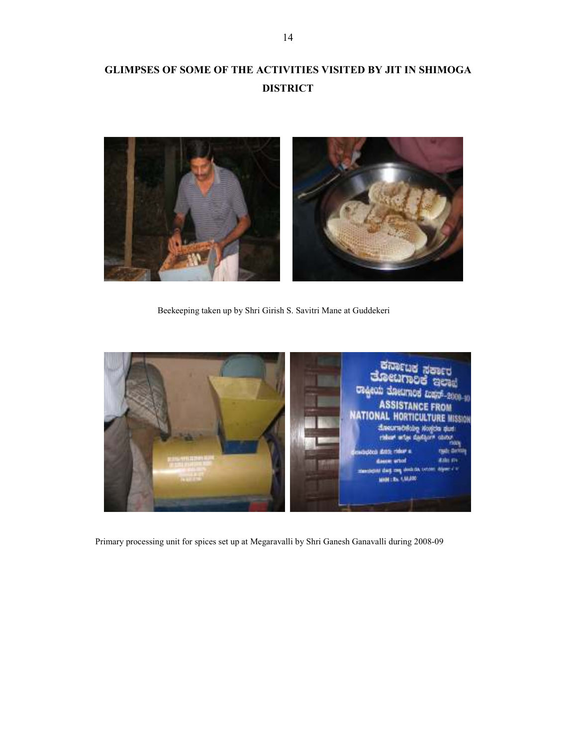# GLIMPSES OF SOME OF THE ACTIVITIES VISITED BY JIT IN SHIMOGA DISTRICT

Beekeeping taken up by Shri Girish S. Savitri Mane at Guddekeri

Primary processing unit for spices set up at Megaravalli by Shri Ganesh Ganavalli during 2008-09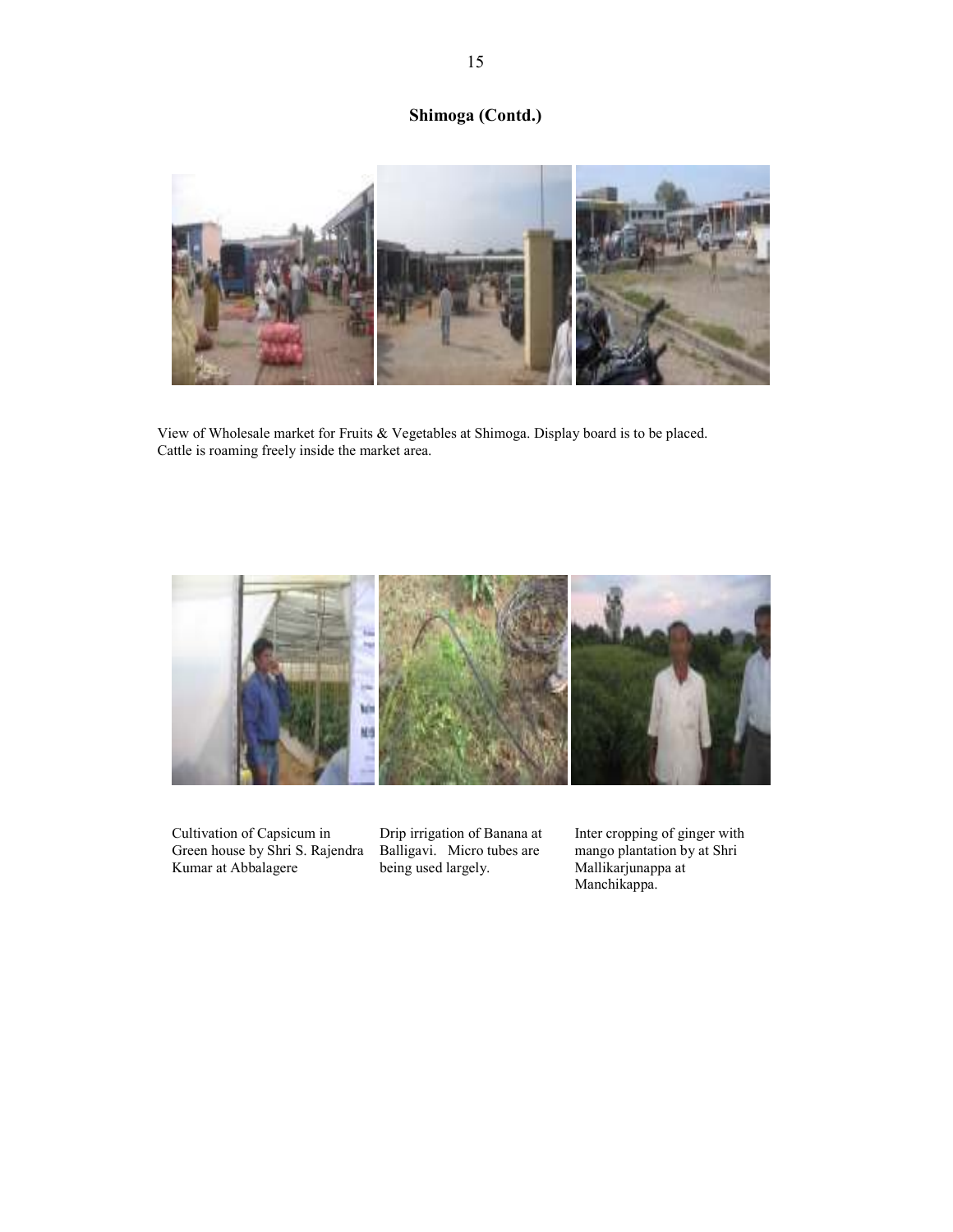## Shimoga (Contd.)

View of Wholesale market for Fruits & Vegetables at Shimoga. Display board is to be placed. Cattle is roaming freely inside the market area.

Cultivation of Capsicum in Green house by Shri S. Rajendra Kumar at Abbalagere

Drip irrigation of Banana at Balligavi. Micro tubes are being used largely.

Inter cropping of ginger with mango plantation by at Shri Mallikarjunappa at Manchikappa.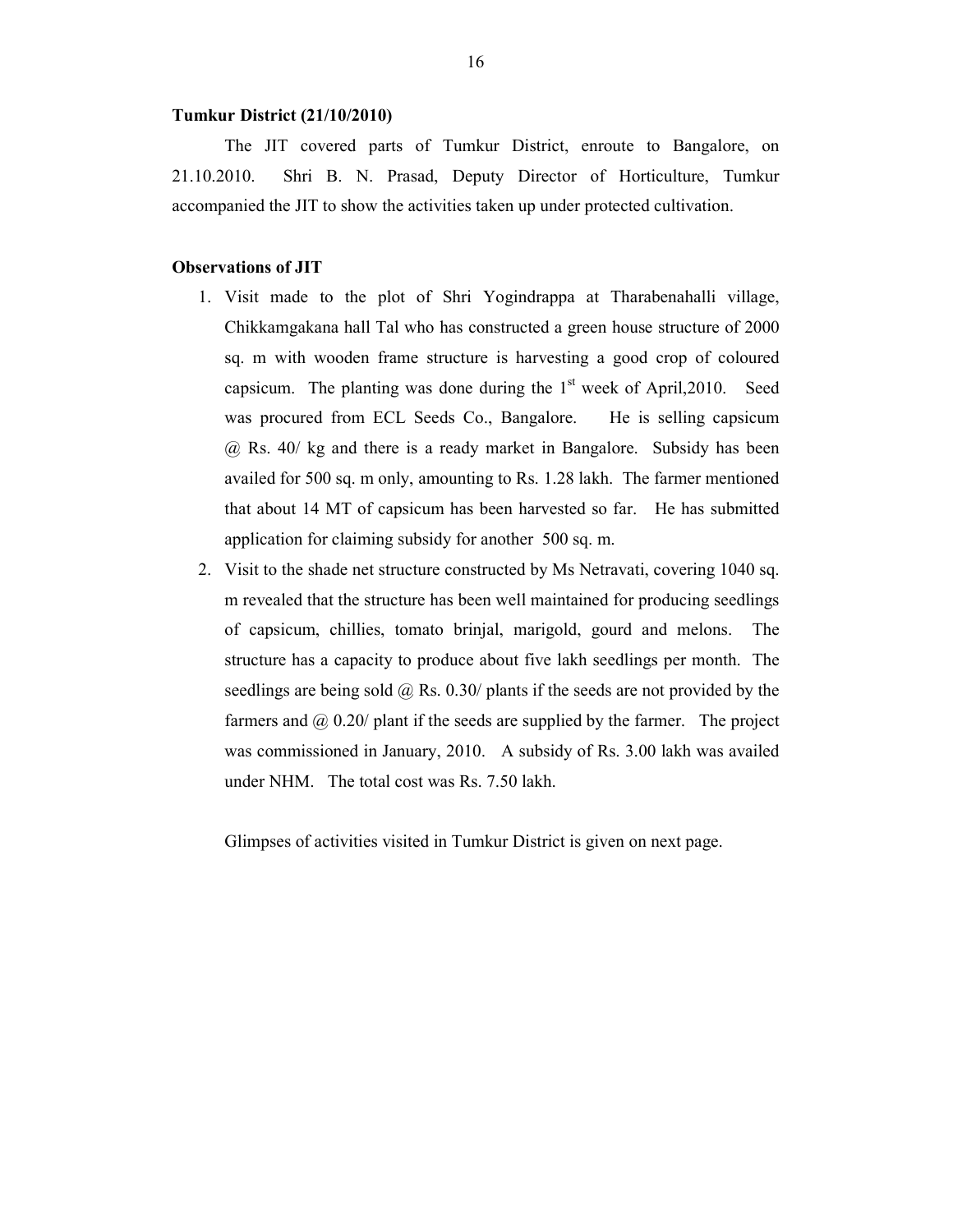**Tumkur District (21/10/2010)**

The JIT covered parts of Tumkur District, enroute to Bangalore, on 21.10.2010. Shri B. N. Prasad, Deputy Director of Horticulture, Tumkur accompanied the JIT to show the activities taken up under protected cultivation.

**Observations of JIT**

1. Visit made to the plot of Shri Yogindrappa at Tharabenahalli village, Chikkamgakana hall Tal who has constructed a green house structure of 2000 sq. m with wooden frame structure is harvesting a good crop of coloured capsicum. The planting was done during the 1st week of April,2010. Seed was procured from ECL Seeds Co., Bangalore. He is selling capsicum @ Rs. 40/ kg and there is a ready market in Bangalore. Subsidy has been availed for 500 sq. m only, amounting to Rs. 1.28 lakh. The farmer mentioned that about 14 MT of capsicum has been harvested so far. He has submitted application for claiming subsidy for another 500 sq. m.
2. Visit to the shade net structure constructed by Ms Netravati, covering 1040 sq. m revealed that the structure has been well maintained for producing seedlings of capsicum, chillies, tomato brinjal, marigold, gourd and melons. The structure has a capacity to produce about five lakh seedlings per month. The seedlings are being sold @ Rs. 0.30/ plants if the seeds are not provided by the farmers and @ 0.20/ plant if the seeds are supplied by the farmer. The project was commissioned in January, 2010. A subsidy of Rs. 3.00 lakh was availed under NHM. The total cost was Rs. 7.50 lakh.

Glimpses of activities visited in Tumkur District is given on next page.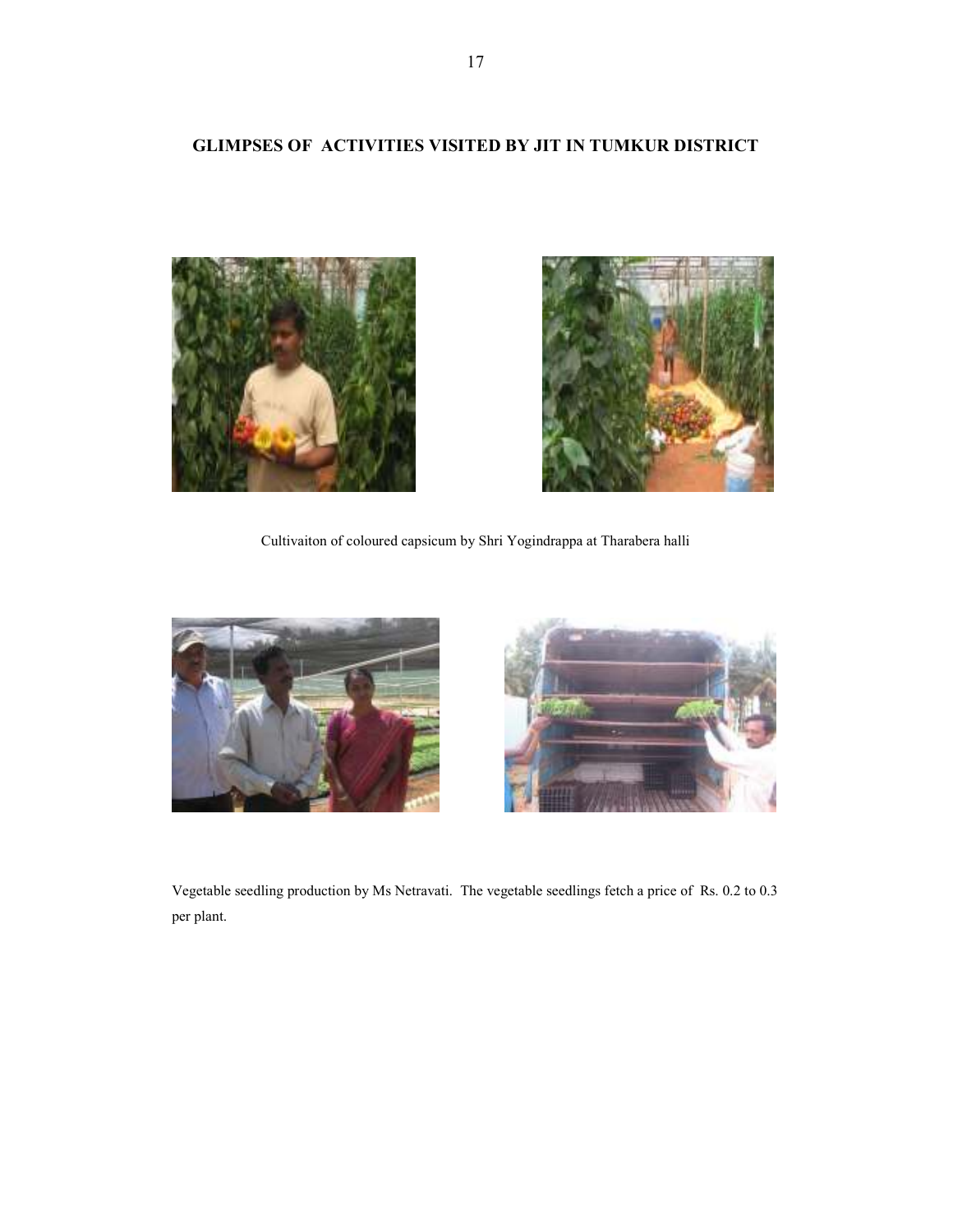## GLIMPSES OF ACTIVITIES VISITED BY JIT IN TUMKUR DISTRICT

Cultivaiton of coloured capsicum by Shri Yogindrappa at Tharabera halli

Vegetable seedling production by Ms Netravati. The vegetable seedlings fetch a price of Rs. 0.2 to 0.3 per plant.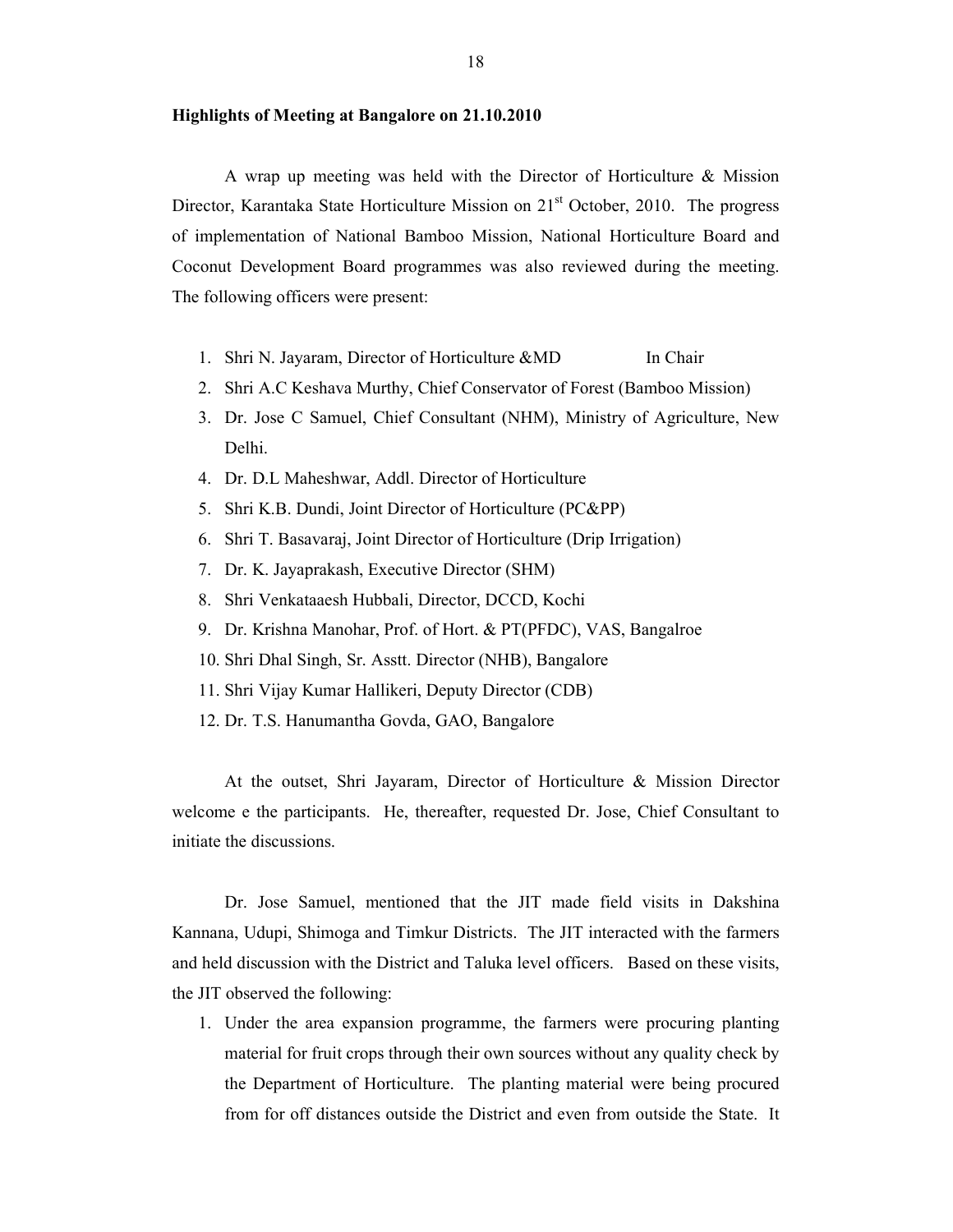**Highlights of Meeting at Bangalore on 21.10.2010**

A wrap up meeting was held with the Director of Horticulture & Mission Director, Karantaka State Horticulture Mission on 21st October, 2010. The progress of implementation of National Bamboo Mission, National Horticulture Board and Coconut Development Board programmes was also reviewed during the meeting. The following officers were present:

1. Shri N. Jayaram, Director of Horticulture &MD In Chair
2. Shri A.C Keshava Murthy, Chief Conservator of Forest (Bamboo Mission)
3. Dr. Jose C Samuel, Chief Consultant (NHM), Ministry of Agriculture, New Delhi.
4. Dr. D.L Maheshwar, Addl. Director of Horticulture
5. Shri K.B. Dundi, Joint Director of Horticulture (PC&PP)
6. Shri T. Basavaraj, Joint Director of Horticulture (Drip Irrigation)
7. Dr. K. Jayaprakash, Executive Director (SHM)
8. Shri Venkataaesh Hubbali, Director, DCCD, Kochi
9. Dr. Krishna Manohar, Prof. of Hort. & PT(PFDC), VAS, Bangalroe
10. Shri Dhal Singh, Sr. Asstt. Director (NHB), Bangalore
11. Shri Vijay Kumar Hallikeri, Deputy Director (CDB)
12. Dr. T.S. Hanumantha Govda, GAO, Bangalore

At the outset, Shri Jayaram, Director of Horticulture & Mission Director welcome e the participants. He, thereafter, requested Dr. Jose, Chief Consultant to initiate the discussions.

Dr. Jose Samuel, mentioned that the JIT made field visits in Dakshina Kannana, Udupi, Shimoga and Timkur Districts. The JIT interacted with the farmers and held discussion with the District and Taluka level officers. Based on these visits, the JIT observed the following:

1. Under the area expansion programme, the farmers were procuring planting material for fruit crops through their own sources without any quality check by the Department of Horticulture. The planting material were being procured from for off distances outside the District and even from outside the State. It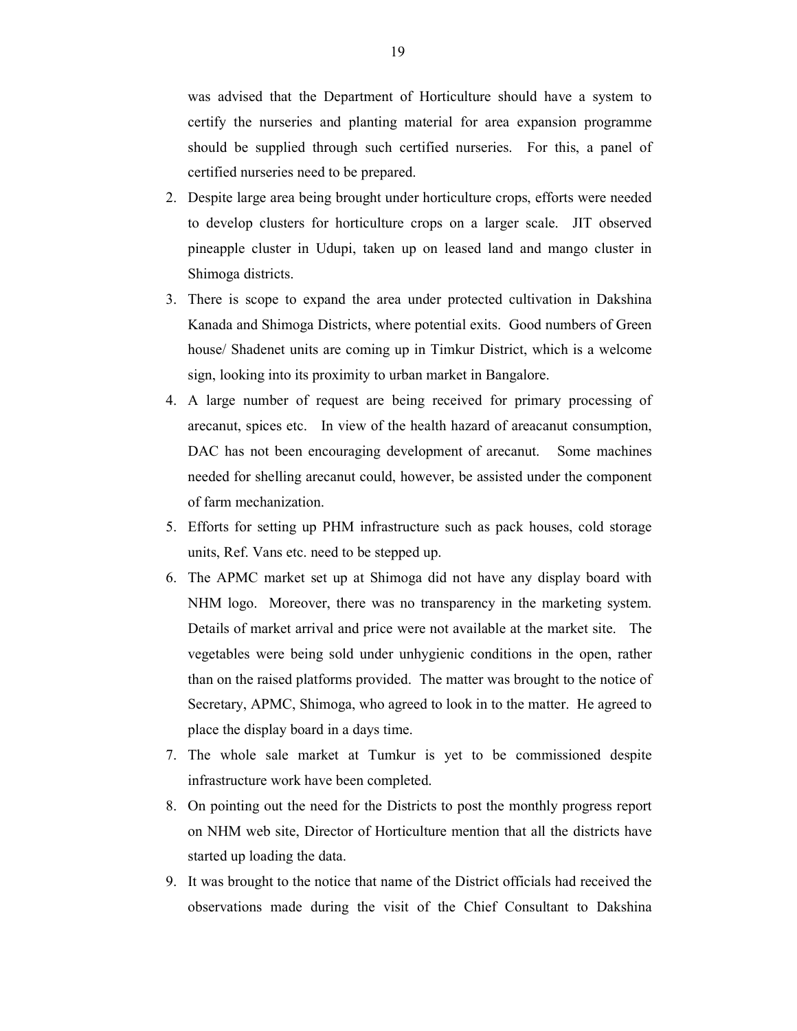was advised that the Department of Horticulture should have a system to certify the nurseries and planting material for area expansion programme should be supplied through such certified nurseries. For this, a panel of certified nurseries need to be prepared.

2. Despite large area being brought under horticulture crops, efforts were needed to develop clusters for horticulture crops on a larger scale. JIT observed pineapple cluster in Udupi, taken up on leased land and mango cluster in Shimoga districts.
3. There is scope to expand the area under protected cultivation in Dakshina Kanada and Shimoga Districts, where potential exits. Good numbers of Green house/ Shadenet units are coming up in Timkur District, which is a welcome sign, looking into its proximity to urban market in Bangalore.
4. A large number of request are being received for primary processing of arecanut, spices etc. In view of the health hazard of areacanut consumption, DAC has not been encouraging development of arecanut. Some machines needed for shelling arecanut could, however, be assisted under the component of farm mechanization.
5. Efforts for setting up PHM infrastructure such as pack houses, cold storage units, Ref. Vans etc. need to be stepped up.
6. The APMC market set up at Shimoga did not have any display board with NHM logo. Moreover, there was no transparency in the marketing system. Details of market arrival and price were not available at the market site. The vegetables were being sold under unhygienic conditions in the open, rather than on the raised platforms provided. The matter was brought to the notice of Secretary, APMC, Shimoga, who agreed to look in to the matter. He agreed to place the display board in a days time.
7. The whole sale market at Tumkur is yet to be commissioned despite infrastructure work have been completed.
8. On pointing out the need for the Districts to post the monthly progress report on NHM web site, Director of Horticulture mention that all the districts have started up loading the data.
9. It was brought to the notice that name of the District officials had received the observations made during the visit of the Chief Consultant to Dakshina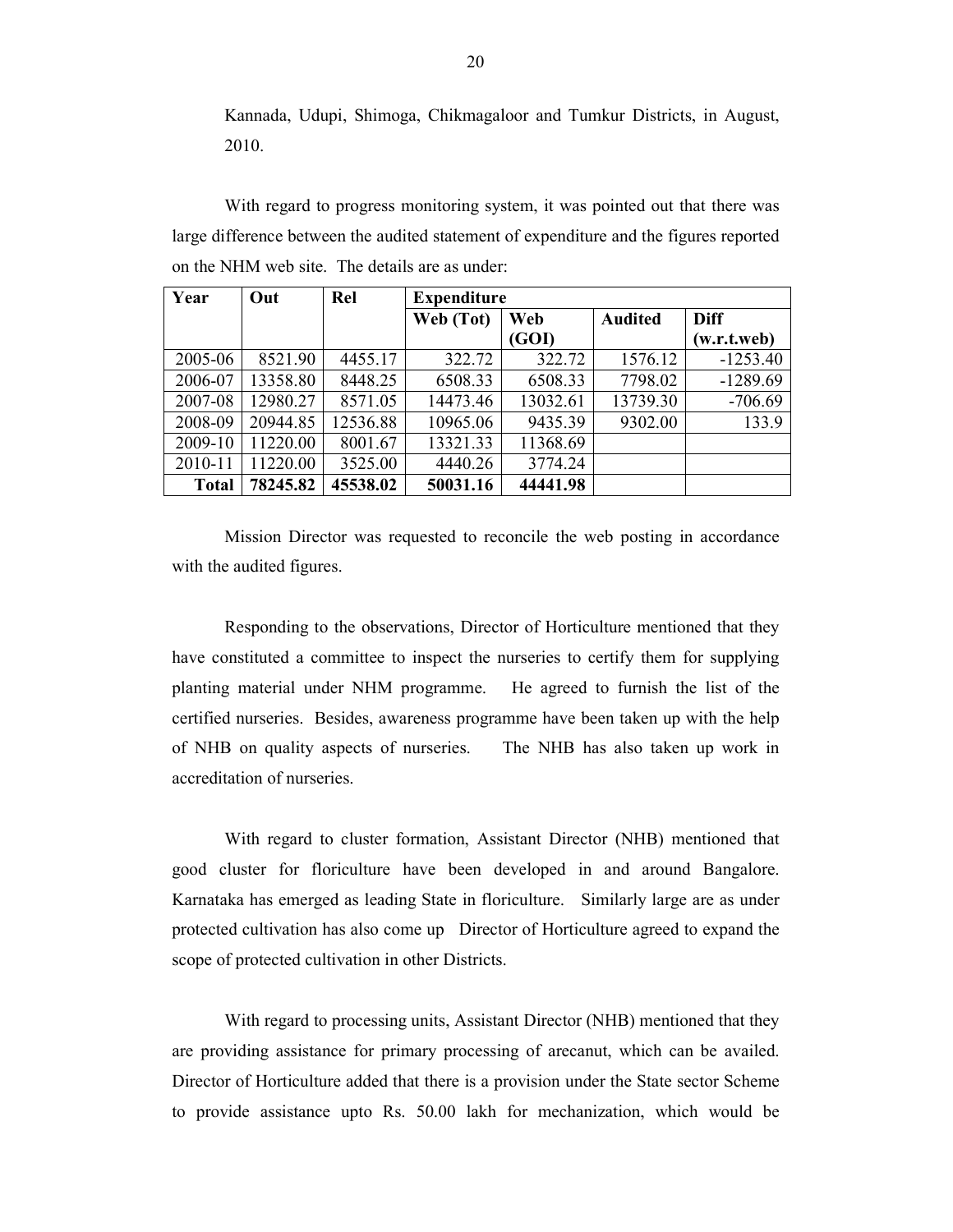Kannada, Udupi, Shimoga, Chikmagaloor and Tumkur Districts, in August, 2010.

With regard to progress monitoring system, it was pointed out that there was large difference between the audited statement of expenditure and the figures reported on the NHM web site. The details are as under:

| Year | Out | Rel | Expenditure | | | |
|---|---|---|---|---|---|---|
| | | | Web (Tot) | Web (GOI) | Audited | Diff (w.r.t.web) |
| 2005-06 | 8521.90 | 4455.17 | 322.72 | 322.72 | 1576.12 | -1253.40 |
| 2006-07 | 13358.80 | 8448.25 | 6508.33 | 6508.33 | 7798.02 | -1289.69 |
| 2007-08 | 12980.27 | 8571.05 | 14473.46 | 13032.61 | 13739.30 | -706.69 |
| 2008-09 | 20944.85 | 12536.88 | 10965.06 | 9435.39 | 9302.00 | 133.9 |
| 2009-10 | 11220.00 | 8001.67 | 13321.33 | 11368.69 | | |
| 2010-11 | 11220.00 | 3525.00 | 4440.26 | 3774.24 | | |
| **Total** | **78245.82** | **45538.02** | **50031.16** | **44441.98** | | |

Mission Director was requested to reconcile the web posting in accordance with the audited figures.

Responding to the observations, Director of Horticulture mentioned that they have constituted a committee to inspect the nurseries to certify them for supplying planting material under NHM programme. He agreed to furnish the list of the certified nurseries. Besides, awareness programme have been taken up with the help of NHB on quality aspects of nurseries. The NHB has also taken up work in accreditation of nurseries.

With regard to cluster formation, Assistant Director (NHB) mentioned that good cluster for floriculture have been developed in and around Bangalore. Karnataka has emerged as leading State in floriculture. Similarly large are as under protected cultivation has also come up Director of Horticulture agreed to expand the scope of protected cultivation in other Districts.

With regard to processing units, Assistant Director (NHB) mentioned that they are providing assistance for primary processing of arecanut, which can be availed. Director of Horticulture added that there is a provision under the State sector Scheme to provide assistance upto Rs. 50.00 lakh for mechanization, which would be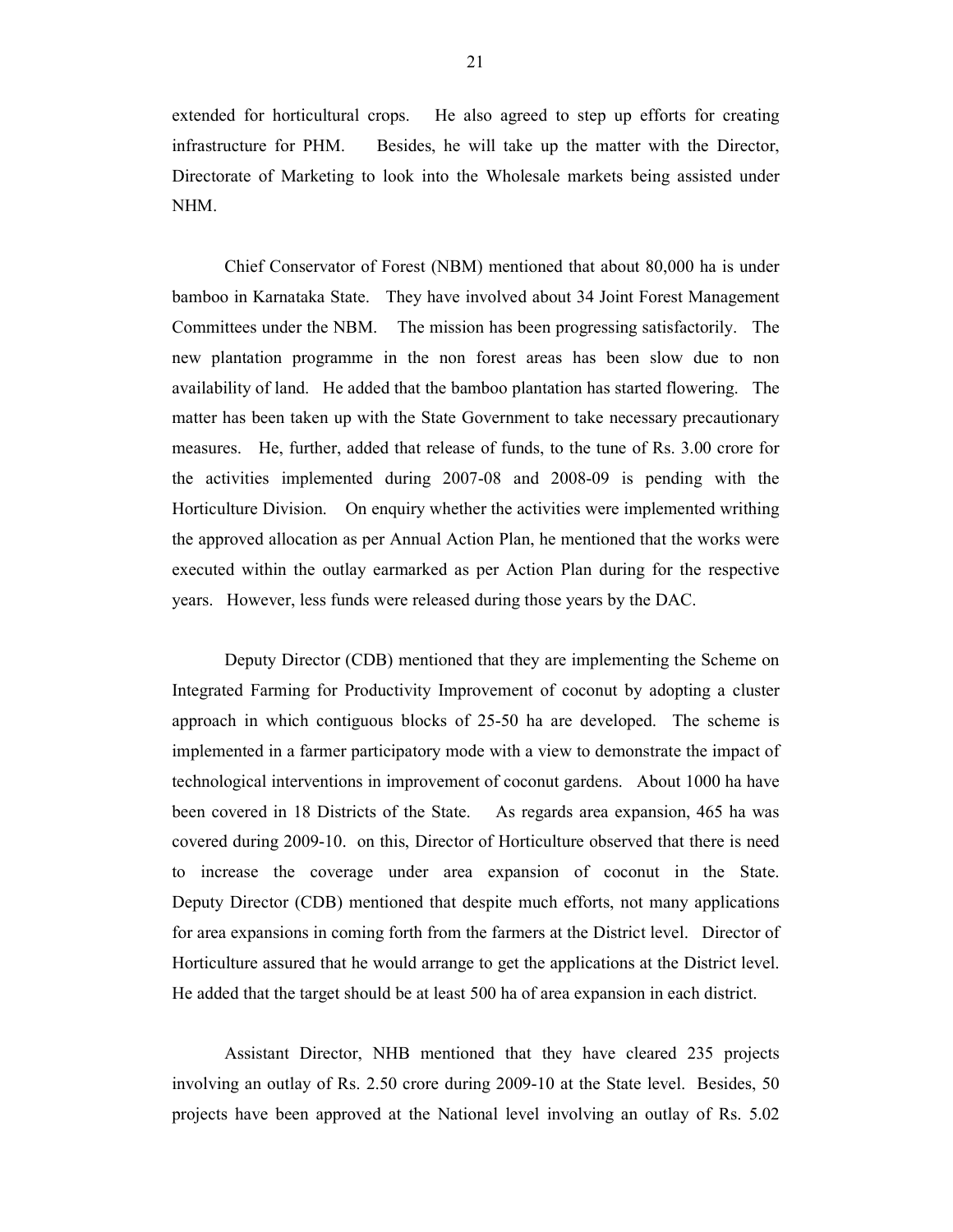extended for horticultural crops. He also agreed to step up efforts for creating infrastructure for PHM. Besides, he will take up the matter with the Director, Directorate of Marketing to look into the Wholesale markets being assisted under NHM.

Chief Conservator of Forest (NBM) mentioned that about 80,000 ha is under bamboo in Karnataka State. They have involved about 34 Joint Forest Management Committees under the NBM. The mission has been progressing satisfactorily. The new plantation programme in the non forest areas has been slow due to non availability of land. He added that the bamboo plantation has started flowering. The matter has been taken up with the State Government to take necessary precautionary measures. He, further, added that release of funds, to the tune of Rs. 3.00 crore for the activities implemented during 2007-08 and 2008-09 is pending with the Horticulture Division. On enquiry whether the activities were implemented writhing the approved allocation as per Annual Action Plan, he mentioned that the works were executed within the outlay earmarked as per Action Plan during for the respective years. However, less funds were released during those years by the DAC.

Deputy Director (CDB) mentioned that they are implementing the Scheme on Integrated Farming for Productivity Improvement of coconut by adopting a cluster approach in which contiguous blocks of 25-50 ha are developed. The scheme is implemented in a farmer participatory mode with a view to demonstrate the impact of technological interventions in improvement of coconut gardens. About 1000 ha have been covered in 18 Districts of the State. As regards area expansion, 465 ha was covered during 2009-10. on this, Director of Horticulture observed that there is need to increase the coverage under area expansion of coconut in the State. Deputy Director (CDB) mentioned that despite much efforts, not many applications for area expansions in coming forth from the farmers at the District level. Director of Horticulture assured that he would arrange to get the applications at the District level. He added that the target should be at least 500 ha of area expansion in each district.

Assistant Director, NHB mentioned that they have cleared 235 projects involving an outlay of Rs. 2.50 crore during 2009-10 at the State level. Besides, 50 projects have been approved at the National level involving an outlay of Rs. 5.02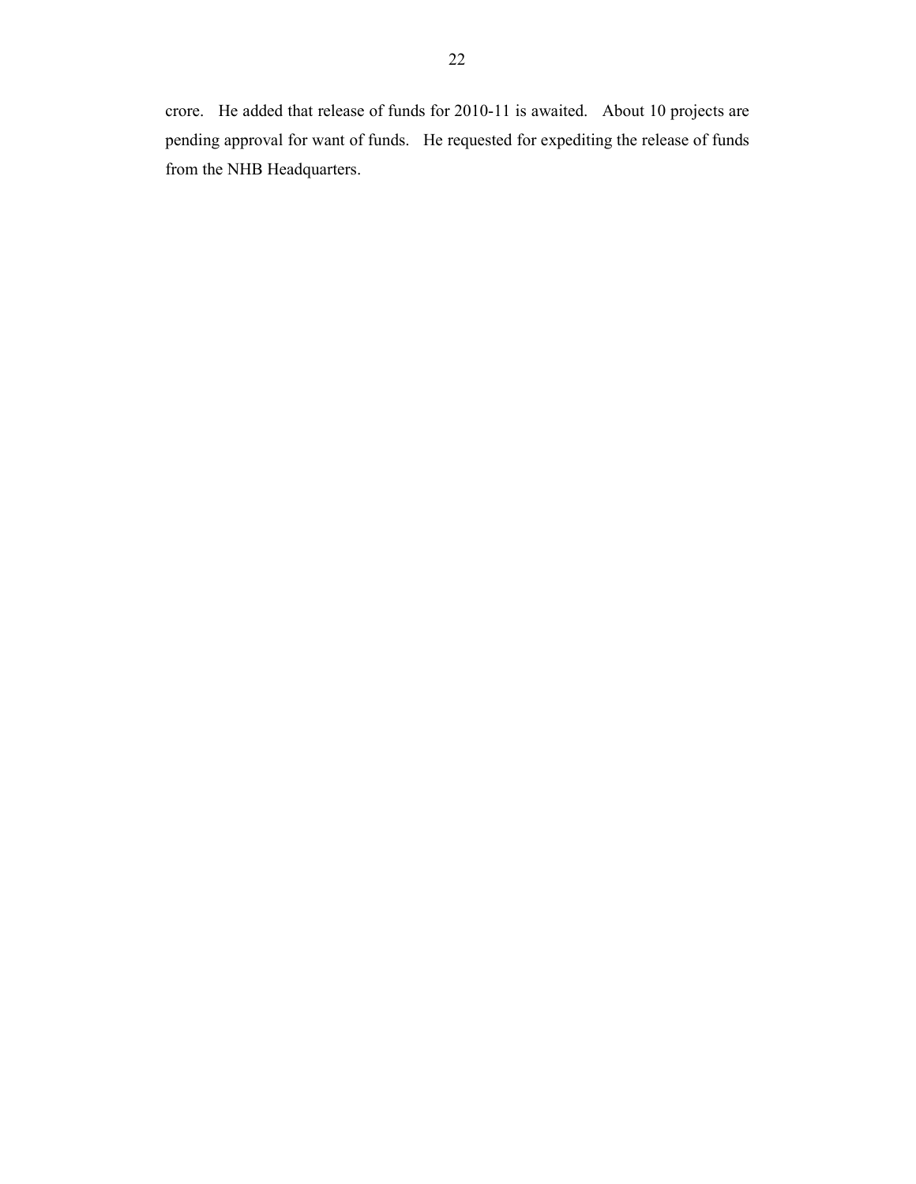crore. He added that release of funds for 2010-11 is awaited. About 10 projects are pending approval for want of funds. He requested for expediting the release of funds from the NHB Headquarters.